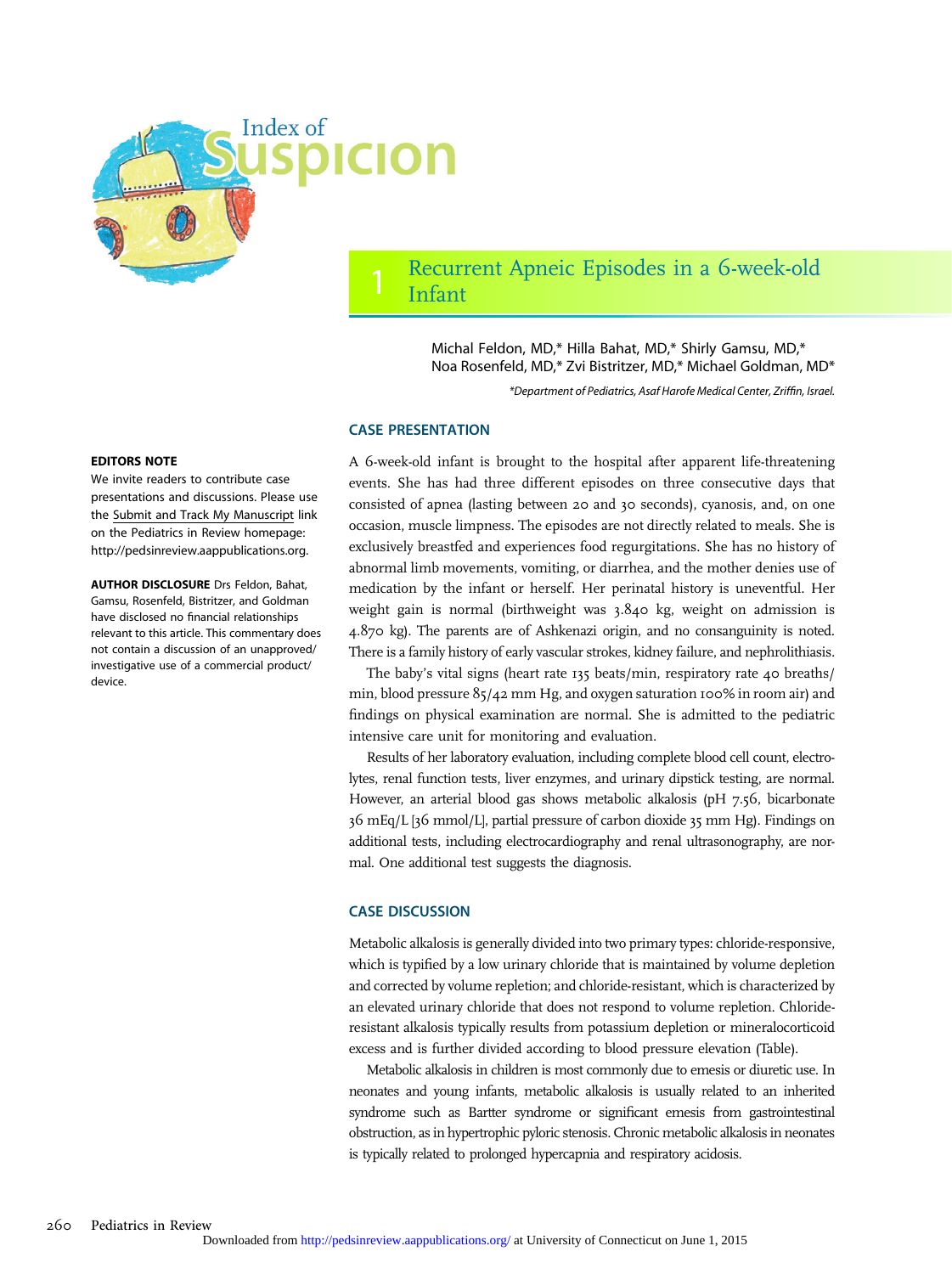# Index of Suspicion

## 1 Recurrent Apneic Episodes in a 6-week-old Infant

Michal Feldon, MD,* Hilla Bahat, MD,* Shirly Gamsu, MD,* Noa Rosenfeld, MD,* Zvi Bistritzer, MD,* Michael Goldman, MD*

*Department of Pediatrics, Asaf Harofe Medical Center, Zriffin, Israel.

**EDITORS NOTE**

We invite readers to contribute case presentations and discussions. Please use the Submit and Track My Manuscript link on the Pediatrics in Review homepage: http://pedsinreview.aappublications.org.

**AUTHOR DISCLOSURE** Drs Feldon, Bahat, Gamsu, Rosenfeld, Bistritzer, and Goldman have disclosed no financial relationships relevant to this article. This commentary does not contain a discussion of an unapproved/investigative use of a commercial product/device.

### CASE PRESENTATION

A 6-week-old infant is brought to the hospital after apparent life-threatening events. She has had three different episodes on three consecutive days that consisted of apnea (lasting between 20 and 30 seconds), cyanosis, and, on one occasion, muscle limpness. The episodes are not directly related to meals. She is exclusively breastfed and experiences food regurgitations. She has no history of abnormal limb movements, vomiting, or diarrhea, and the mother denies use of medication by the infant or herself. Her perinatal history is uneventful. Her weight gain is normal (birthweight was 3.840 kg, weight on admission is 4.870 kg). The parents are of Ashkenazi origin, and no consanguinity is noted. There is a family history of early vascular strokes, kidney failure, and nephrolithiasis.

The baby's vital signs (heart rate 135 beats/min, respiratory rate 40 breaths/min, blood pressure 85/42 mm Hg, and oxygen saturation 100% in room air) and findings on physical examination are normal. She is admitted to the pediatric intensive care unit for monitoring and evaluation.

Results of her laboratory evaluation, including complete blood cell count, electrolytes, renal function tests, liver enzymes, and urinary dipstick testing, are normal. However, an arterial blood gas shows metabolic alkalosis (pH 7.56, bicarbonate 36 mEq/L [36 mmol/L], partial pressure of carbon dioxide 35 mm Hg). Findings on additional tests, including electrocardiography and renal ultrasonography, are normal. One additional test suggests the diagnosis.

### CASE DISCUSSION

Metabolic alkalosis is generally divided into two primary types: chloride-responsive, which is typified by a low urinary chloride that is maintained by volume depletion and corrected by volume repletion; and chloride-resistant, which is characterized by an elevated urinary chloride that does not respond to volume repletion. Chloride-resistant alkalosis typically results from potassium depletion or mineralocorticoid excess and is further divided according to blood pressure elevation (Table).

Metabolic alkalosis in children is most commonly due to emesis or diuretic use. In neonates and young infants, metabolic alkalosis is usually related to an inherited syndrome such as Bartter syndrome or significant emesis from gastrointestinal obstruction, as in hypertrophic pyloric stenosis. Chronic metabolic alkalosis in neonates is typically related to prolonged hypercapnia and respiratory acidosis.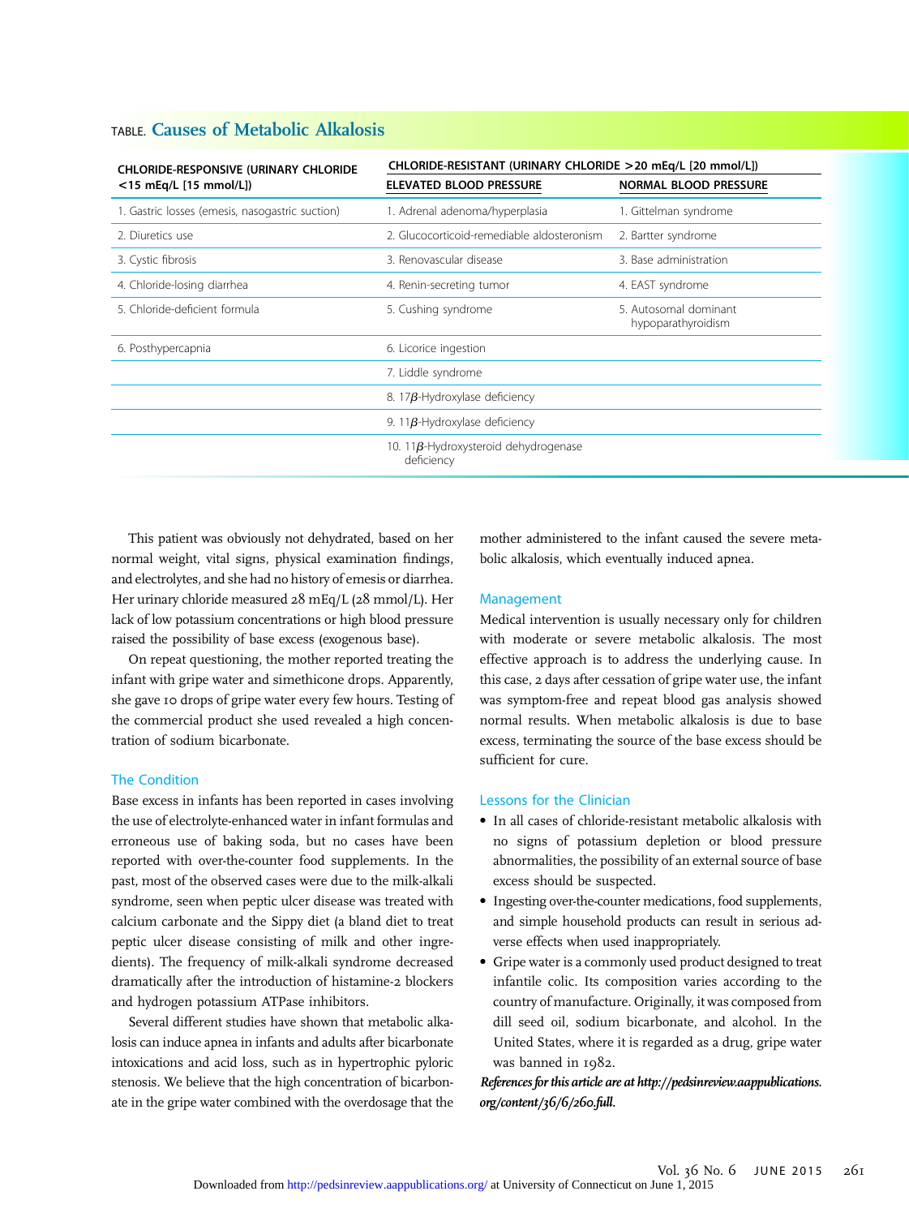TABLE. **Causes of Metabolic Alkalosis**

| CHLORIDE-RESPONSIVE (URINARY CHLORIDE <15 mEq/L [15 mmol/L]) | CHLORIDE-RESISTANT (URINARY CHLORIDE >20 mEq/L [20 mmol/L]) | |
|---|---|---|
| | ELEVATED BLOOD PRESSURE | NORMAL BLOOD PRESSURE |
| 1. Gastric losses (emesis, nasogastric suction) | 1. Adrenal adenoma/hyperplasia | 1. Gittelman syndrome |
| 2. Diuretics use | 2. Glucocorticoid-remediable aldosteronism | 2. Bartter syndrome |
| 3. Cystic fibrosis | 3. Renovascular disease | 3. Base administration |
| 4. Chloride-losing diarrhea | 4. Renin-secreting tumor | 4. EAST syndrome |
| 5. Chloride-deficient formula | 5. Cushing syndrome | 5. Autosomal dominant hypoparathyroidism |
| 6. Posthypercapnia | 6. Licorice ingestion | |
| | 7. Liddle syndrome | |
| | 8. 17β-Hydroxylase deficiency | |
| | 9. 11β-Hydroxylase deficiency | |
| | 10. 11β-Hydroxysteroid dehydrogenase deficiency | |

This patient was obviously not dehydrated, based on her normal weight, vital signs, physical examination findings, and electrolytes, and she had no history of emesis or diarrhea. Her urinary chloride measured 28 mEq/L (28 mmol/L). Her lack of low potassium concentrations or high blood pressure raised the possibility of base excess (exogenous base).

On repeat questioning, the mother reported treating the infant with gripe water and simethicone drops. Apparently, she gave 10 drops of gripe water every few hours. Testing of the commercial product she used revealed a high concentration of sodium bicarbonate.

## The Condition

Base excess in infants has been reported in cases involving the use of electrolyte-enhanced water in infant formulas and erroneous use of baking soda, but no cases have been reported with over-the-counter food supplements. In the past, most of the observed cases were due to the milk-alkali syndrome, seen when peptic ulcer disease was treated with calcium carbonate and the Sippy diet (a bland diet to treat peptic ulcer disease consisting of milk and other ingredients). The frequency of milk-alkali syndrome decreased dramatically after the introduction of histamine-2 blockers and hydrogen potassium ATPase inhibitors.

Several different studies have shown that metabolic alkalosis can induce apnea in infants and adults after bicarbonate intoxications and acid loss, such as in hypertrophic pyloric stenosis. We believe that the high concentration of bicarbonate in the gripe water combined with the overdosage that the mother administered to the infant caused the severe metabolic alkalosis, which eventually induced apnea.

## Management

Medical intervention is usually necessary only for children with moderate or severe metabolic alkalosis. The most effective approach is to address the underlying cause. In this case, 2 days after cessation of gripe water use, the infant was symptom-free and repeat blood gas analysis showed normal results. When metabolic alkalosis is due to base excess, terminating the source of the base excess should be sufficient for cure.

## Lessons for the Clinician

- In all cases of chloride-resistant metabolic alkalosis with no signs of potassium depletion or blood pressure abnormalities, the possibility of an external source of base excess should be suspected.
- Ingesting over-the-counter medications, food supplements, and simple household products can result in serious adverse effects when used inappropriately.
- Gripe water is a commonly used product designed to treat infantile colic. Its composition varies according to the country of manufacture. Originally, it was composed from dill seed oil, sodium bicarbonate, and alcohol. In the United States, where it is regarded as a drug, gripe water was banned in 1982.

***References for this article are at http://pedsinreview.aappublications.org/content/36/6/260.full.***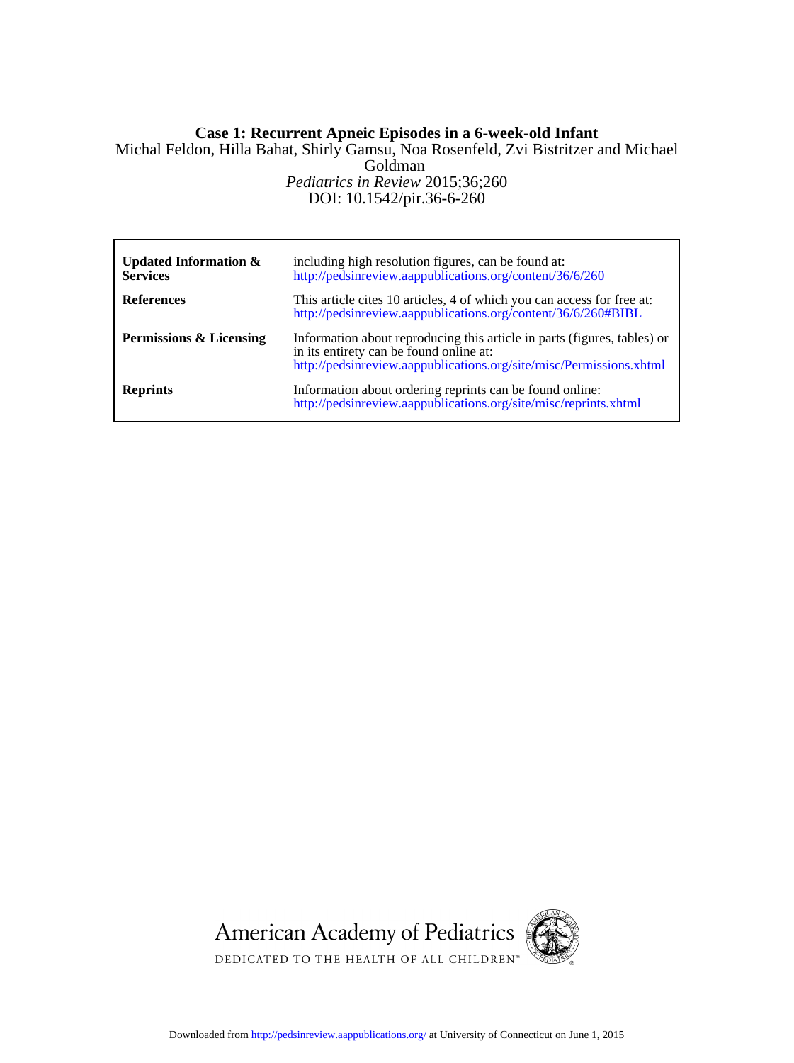# Case 1: Recurrent Apneic Episodes in a 6-week-old Infant

Michal Feldon, Hilla Bahat, Shirly Gamsu, Noa Rosenfeld, Zvi Bistritzer and Michael Goldman

*Pediatrics in Review* 2015;36;260

DOI: 10.1542/pir.36-6-260

| | |
|---|---|
| **Updated Information & Services** | including high resolution figures, can be found at: http://pedsinreview.aappublications.org/content/36/6/260 |
| **References** | This article cites 10 articles, 4 of which you can access for free at: http://pedsinreview.aappublications.org/content/36/6/260#BIBL |
| **Permissions & Licensing** | Information about reproducing this article in parts (figures, tables) or in its entirety can be found online at: http://pedsinreview.aappublications.org/site/misc/Permissions.xhtml |
| **Reprints** | Information about ordering reprints can be found online: http://pedsinreview.aappublications.org/site/misc/reprints.xhtml |

American Academy of Pediatrics

DEDICATED TO THE HEALTH OF ALL CHILDREN™

Downloaded from http://pedsinreview.aappublications.org/ at University of Connecticut on June 1, 2015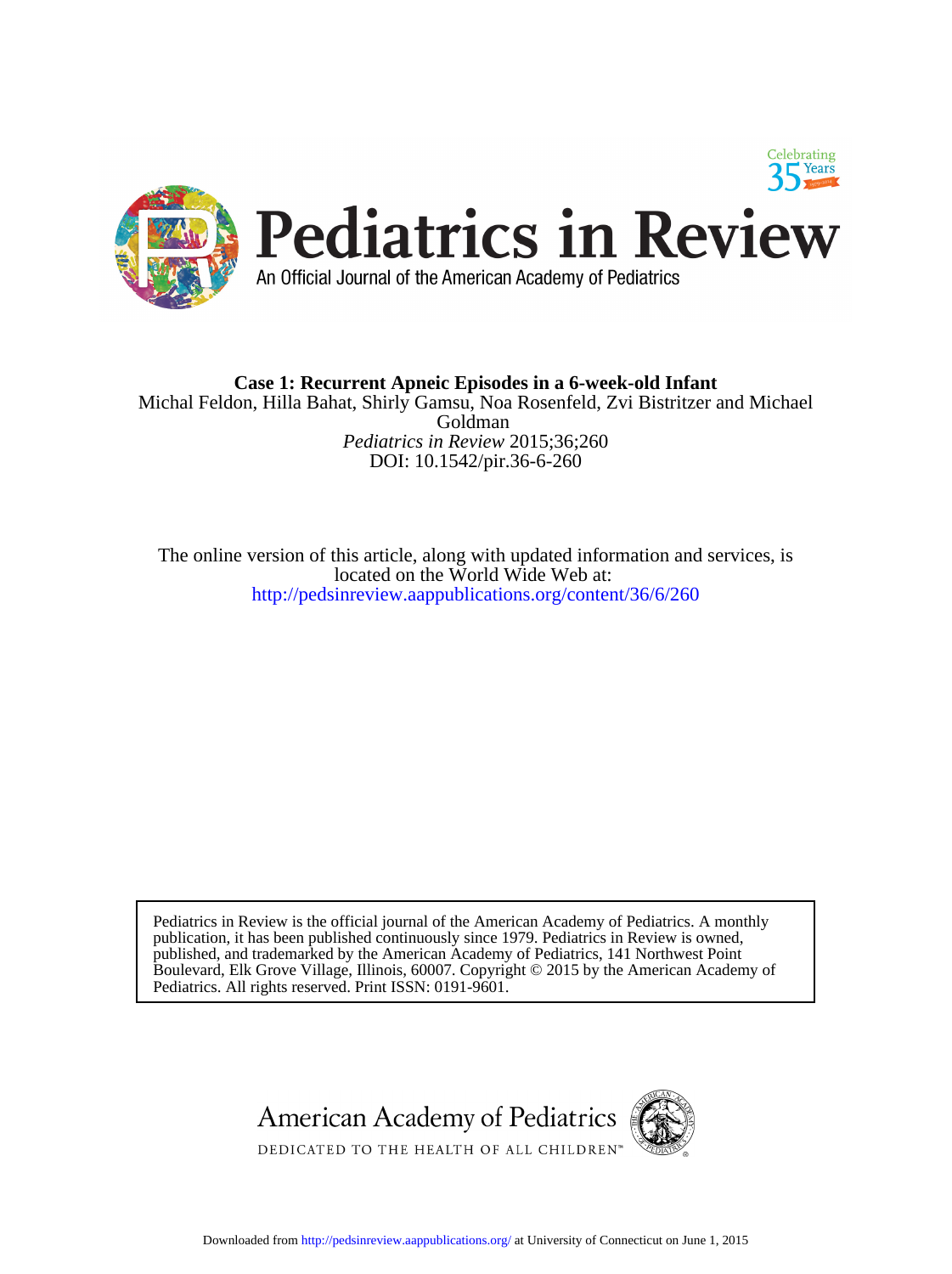# Pediatrics in Review

An Official Journal of the American Academy of Pediatrics

**Case 1: Recurrent Apneic Episodes in a 6-week-old Infant**

Michal Feldon, Hilla Bahat, Shirly Gamsu, Noa Rosenfeld, Zvi Bistritzer and Michael Goldman

*Pediatrics in Review* 2015;36;260

DOI: 10.1542/pir.36-6-260

The online version of this article, along with updated information and services, is located on the World Wide Web at:

http://pedsinreview.aappublications.org/content/36/6/260

Pediatrics in Review is the official journal of the American Academy of Pediatrics. A monthly publication, it has been published continuously since 1979. Pediatrics in Review is owned, published, and trademarked by the American Academy of Pediatrics, 141 Northwest Point Boulevard, Elk Grove Village, Illinois, 60007. Copyright © 2015 by the American Academy of Pediatrics. All rights reserved. Print ISSN: 0191-9601.

American Academy of Pediatrics

DEDICATED TO THE HEALTH OF ALL CHILDREN™